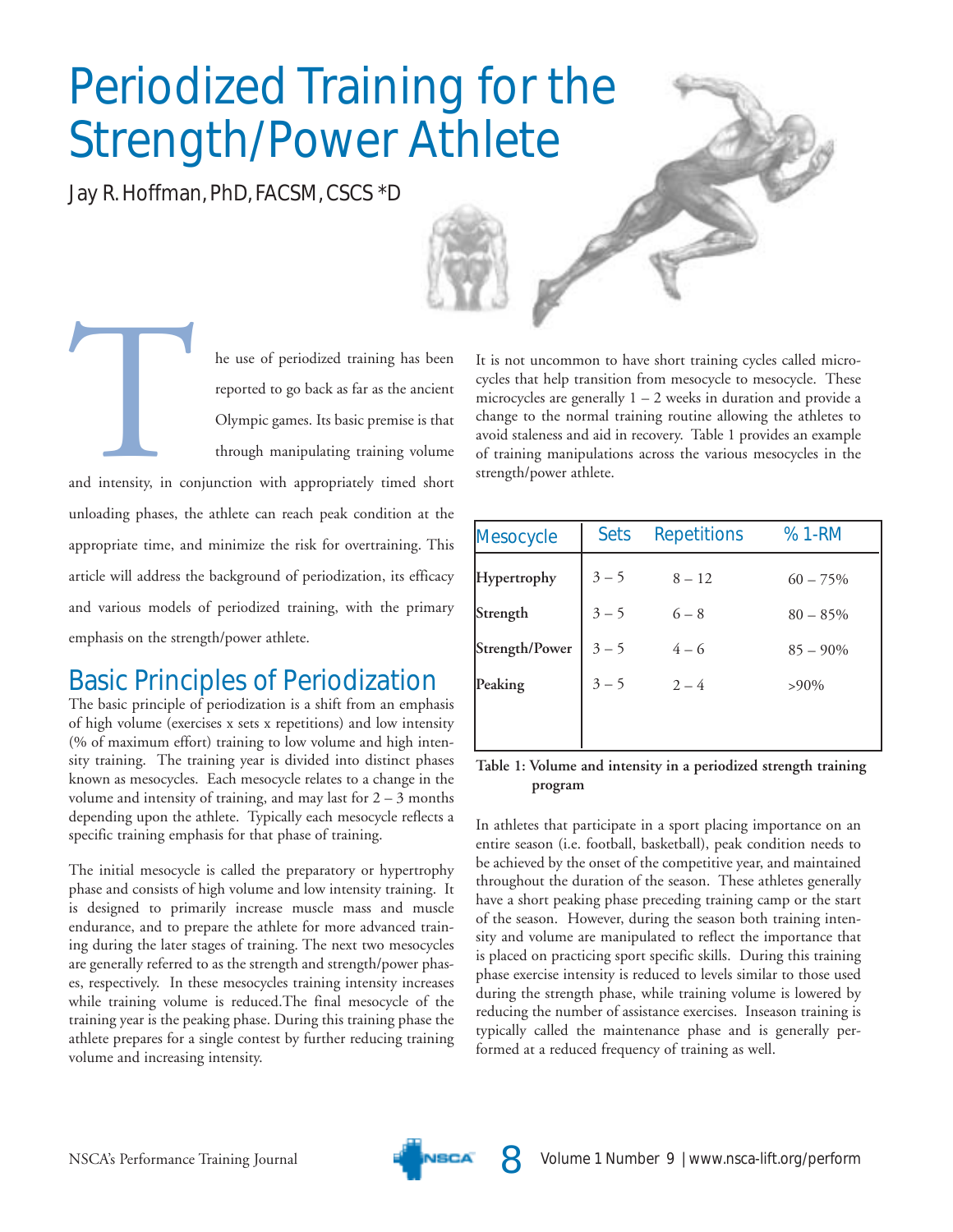# Periodized Training for the Strength/Power Athlete

Jay R. Hoffman, PhD, FACSM, CSCS *D

The use of periodized training has been reported to go back as far as the ancient Olympic games. Its basic premise is that through manipulating training volume and intensity, in conjunction with appropriately timed short unloading phases, the athlete can reach peak condition at the appropriate time, and minimize the risk for overtraining. This article will address the background of periodization, its efficacy and various models of periodized training, with the primary emphasis on the strength/power athlete.

## Basic Principles of Periodization

The basic principle of periodization is a shift from an emphasis of high volume (exercises x sets x repetitions) and low intensity (% of maximum effort) training to low volume and high intensity training. The training year is divided into distinct phases known as mesocycles. Each mesocycle relates to a change in the volume and intensity of training, and may last for 2 – 3 months depending upon the athlete. Typically each mesocycle reflects a specific training emphasis for that phase of training.

The initial mesocycle is called the preparatory or hypertrophy phase and consists of high volume and low intensity training. It is designed to primarily increase muscle mass and muscle endurance, and to prepare the athlete for more advanced training during the later stages of training. The next two mesocycles are generally referred to as the strength and strength/power phases, respectively. In these mesocycles training intensity increases while training volume is reduced.The final mesocycle of the training year is the peaking phase. During this training phase the athlete prepares for a single contest by further reducing training volume and increasing intensity.

It is not uncommon to have short training cycles called microcycles that help transition from mesocycle to mesocycle. These microcycles are generally 1 – 2 weeks in duration and provide a change to the normal training routine allowing the athletes to avoid staleness and aid in recovery. Table 1 provides an example of training manipulations across the various mesocycles in the strength/power athlete.

| Mesocycle | Sets | Repetitions | % 1-RM |
|---|---|---|---|
| **Hypertrophy** | 3 – 5 | 8 – 12 | 60 – 75% |
| **Strength** | 3 – 5 | 6 – 8 | 80 – 85% |
| **Strength/Power** | 3 – 5 | 4 – 6 | 85 – 90% |
| **Peaking** | 3 – 5 | 2 – 4 | >90% |

**Table 1: Volume and intensity in a periodized strength training program**

In athletes that participate in a sport placing importance on an entire season (i.e. football, basketball), peak condition needs to be achieved by the onset of the competitive year, and maintained throughout the duration of the season. These athletes generally have a short peaking phase preceding training camp or the start of the season. However, during the season both training intensity and volume are manipulated to reflect the importance that is placed on practicing sport specific skills. During this training phase exercise intensity is reduced to levels similar to those used during the strength phase, while training volume is lowered by reducing the number of assistance exercises. Inseason training is typically called the maintenance phase and is generally performed at a reduced frequency of training as well.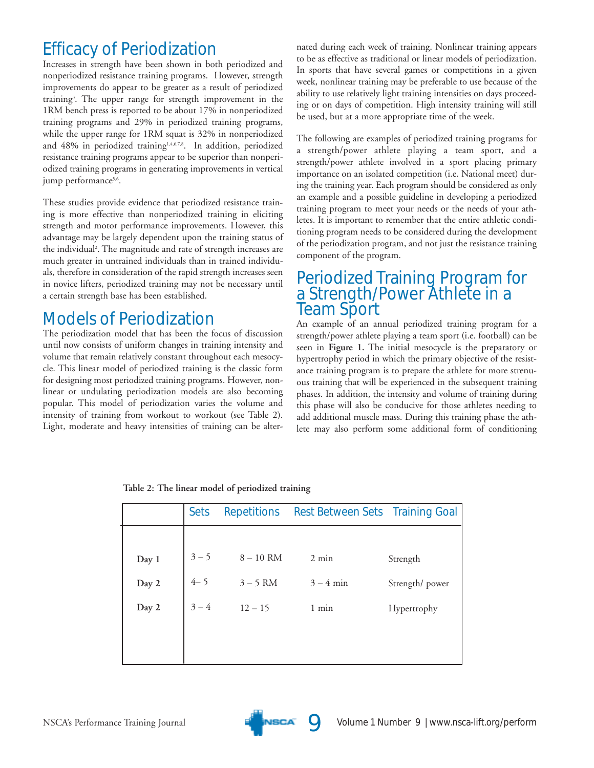## Efficacy of Periodization

Increases in strength have been shown in both periodized and nonperiodized resistance training programs. However, strength improvements do appear to be greater as a result of periodized training[3]. The upper range for strength improvement in the 1RM bench press is reported to be about 17% in nonperiodized training programs and 29% in periodized training programs, while the upper range for 1RM squat is 32% in nonperiodized and 48% in periodized training[1,4,6,7,8]. In addition, periodized resistance training programs appear to be superior than nonperiodized training programs in generating improvements in vertical jump performance[5,6].

These studies provide evidence that periodized resistance training is more effective than nonperiodized training in eliciting strength and motor performance improvements. However, this advantage may be largely dependent upon the training status of the individual[2]. The magnitude and rate of strength increases are much greater in untrained individuals than in trained individuals, therefore in consideration of the rapid strength increases seen in novice lifters, periodized training may not be necessary until a certain strength base has been established.

## Models of Periodization

The periodization model that has been the focus of discussion until now consists of uniform changes in training intensity and volume that remain relatively constant throughout each mesocycle. This linear model of periodized training is the classic form for designing most periodized training programs. However, nonlinear or undulating periodization models are also becoming popular. This model of periodization varies the volume and intensity of training from workout to workout (see Table 2). Light, moderate and heavy intensities of training can be alternated during each week of training. Nonlinear training appears to be as effective as traditional or linear models of periodization. In sports that have several games or competitions in a given week, nonlinear training may be preferable to use because of the ability to use relatively light training intensities on days proceeding or on days of competition. High intensity training will still be used, but at a more appropriate time of the week.

The following are examples of periodized training programs for a strength/power athlete playing a team sport, and a strength/power athlete involved in a sport placing primary importance on an isolated competition (i.e. National meet) during the training year. Each program should be considered as only an example and a possible guideline in developing a periodized training program to meet your needs or the needs of your athletes. It is important to remember that the entire athletic conditioning program needs to be considered during the development of the periodization program, and not just the resistance training component of the program.

## Periodized Training Program for a Strength/Power Athlete in a Team Sport

An example of an annual periodized training program for a strength/power athlete playing a team sport (i.e. football) can be seen in **Figure 1.** The initial mesocycle is the preparatory or hypertrophy period in which the primary objective of the resistance training program is to prepare the athlete for more strenuous training that will be experienced in the subsequent training phases. In addition, the intensity and volume of training during this phase will also be conducive for those athletes needing to add additional muscle mass. During this training phase the athlete may also perform some additional form of conditioning

**Table 2: The linear model of periodized training**

| | Sets | Repetitions | Rest Between Sets | Training Goal |
|---|---|---|---|---|
| **Day 1** | 3 – 5 | 8 – 10 RM | 2 min | Strength |
| **Day 2** | 4– 5 | 3 – 5 RM | 3 – 4 min | Strength/ power |
| **Day 2** | 3 – 4 | 12 – 15 | 1 min | Hypertrophy |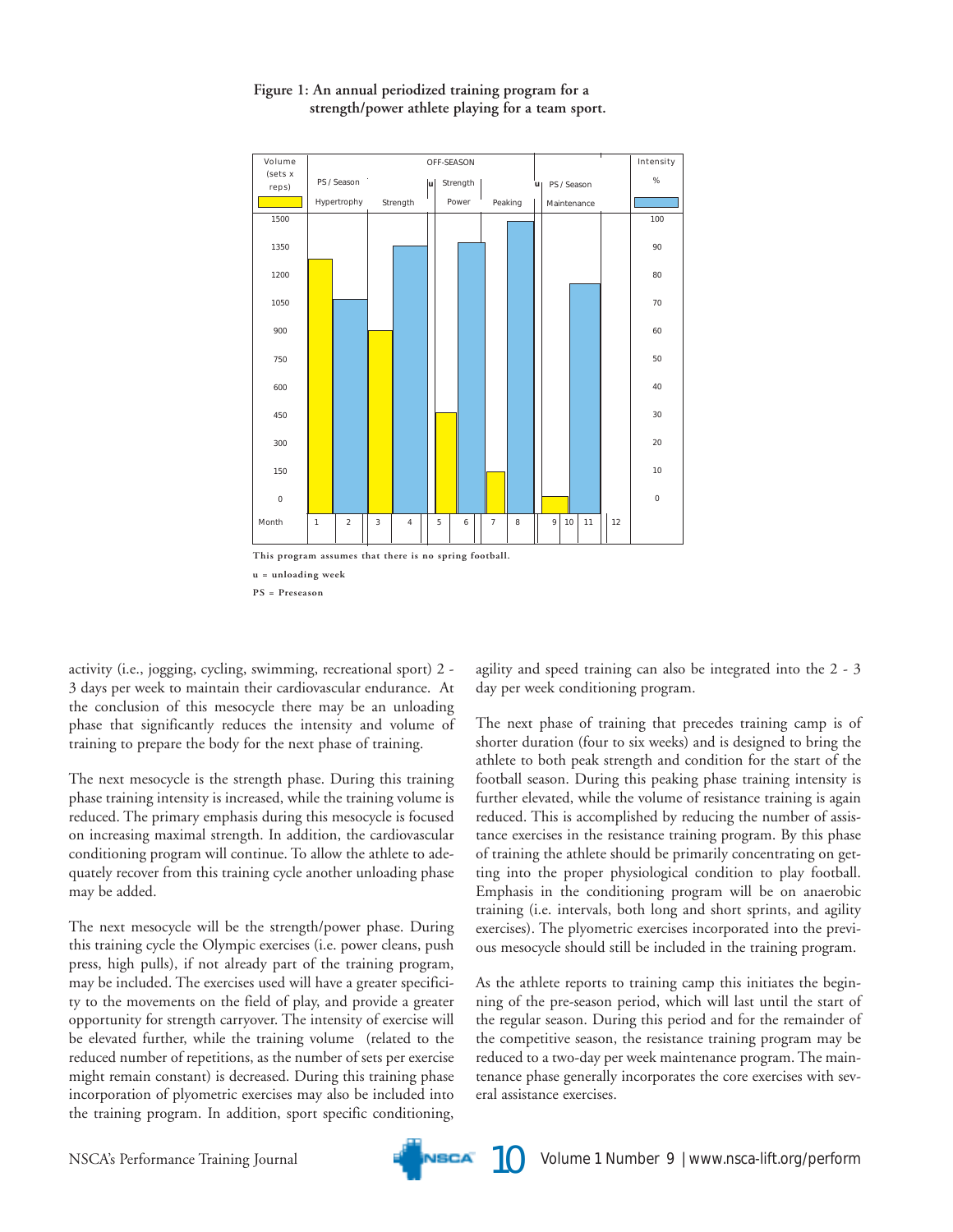**Figure 1: An annual periodized training program for a strength/power athlete playing for a team sport.**

This program assumes that there is no spring football.

u = unloading week

PS = Preseason

activity (i.e., jogging, cycling, swimming, recreational sport) 2 - 3 days per week to maintain their cardiovascular endurance. At the conclusion of this mesocycle there may be an unloading phase that significantly reduces the intensity and volume of training to prepare the body for the next phase of training.

The next mesocycle is the strength phase. During this training phase training intensity is increased, while the training volume is reduced. The primary emphasis during this mesocycle is focused on increasing maximal strength. In addition, the cardiovascular conditioning program will continue. To allow the athlete to adequately recover from this training cycle another unloading phase may be added.

The next mesocycle will be the strength/power phase. During this training cycle the Olympic exercises (i.e. power cleans, push press, high pulls), if not already part of the training program, may be included. The exercises used will have a greater specificity to the movements on the field of play, and provide a greater opportunity for strength carryover. The intensity of exercise will be elevated further, while the training volume (related to the reduced number of repetitions, as the number of sets per exercise might remain constant) is decreased. During this training phase incorporation of plyometric exercises may also be included into the training program. In addition, sport specific conditioning, agility and speed training can also be integrated into the 2 - 3 day per week conditioning program.

The next phase of training that precedes training camp is of shorter duration (four to six weeks) and is designed to bring the athlete to both peak strength and condition for the start of the football season. During this peaking phase training intensity is further elevated, while the volume of resistance training is again reduced. This is accomplished by reducing the number of assistance exercises in the resistance training program. By this phase of training the athlete should be primarily concentrating on getting into the proper physiological condition to play football. Emphasis in the conditioning program will be on anaerobic training (i.e. intervals, both long and short sprints, and agility exercises). The plyometric exercises incorporated into the previous mesocycle should still be included in the training program.

As the athlete reports to training camp this initiates the beginning of the pre-season period, which will last until the start of the regular season. During this period and for the remainder of the competitive season, the resistance training program may be reduced to a two-day per week maintenance program. The maintenance phase generally incorporates the core exercises with several assistance exercises.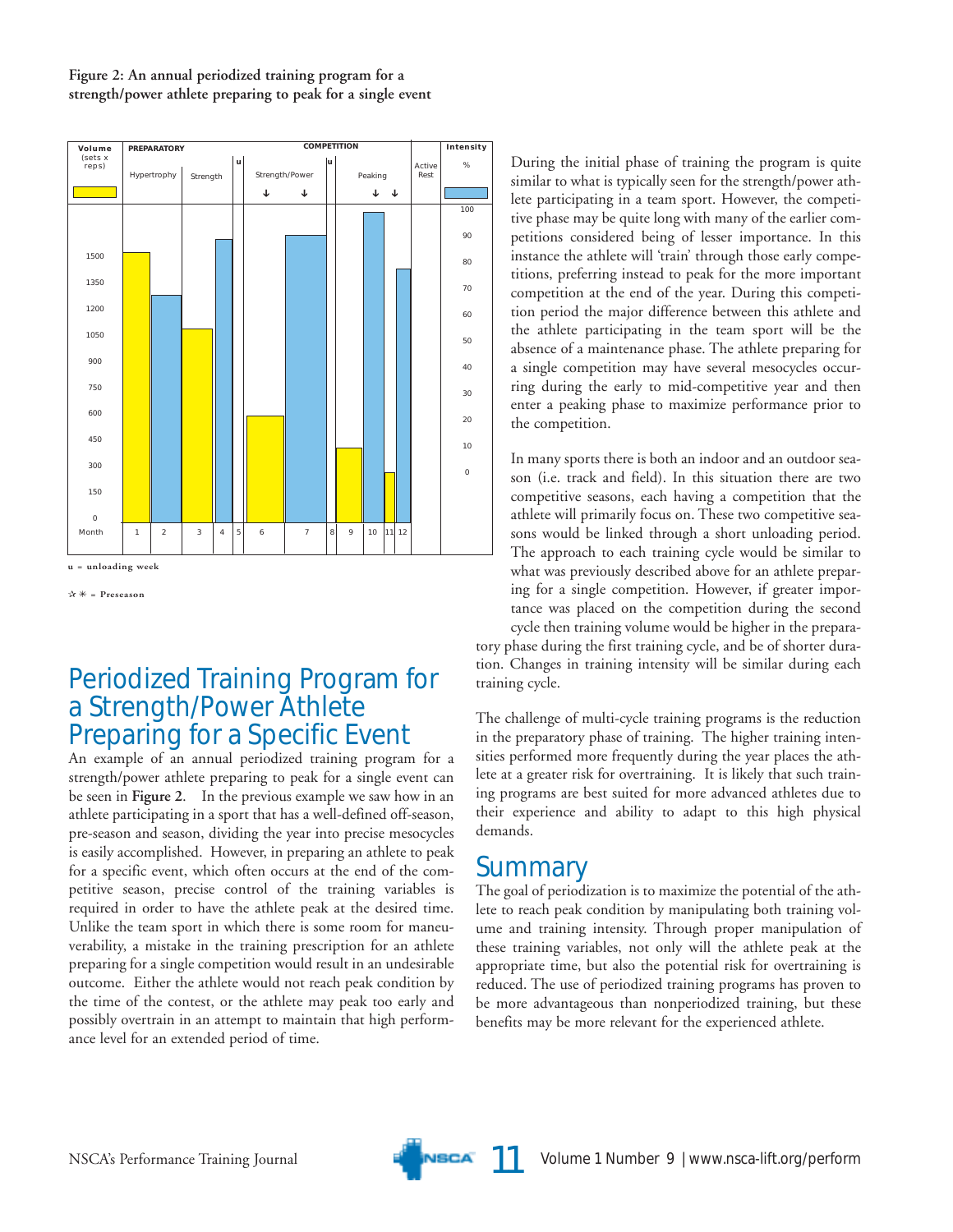**Figure 2: An annual periodized training program for a strength/power athlete preparing to peak for a single event**

u = unloading week

✫ ✳ = Preseason

## Periodized Training Program for a Strength/Power Athlete Preparing for a Specific Event

An example of an annual periodized training program for a strength/power athlete preparing to peak for a single event can be seen in **Figure 2**. In the previous example we saw how in an athlete participating in a sport that has a well-defined off-season, pre-season and season, dividing the year into precise mesocycles is easily accomplished. However, in preparing an athlete to peak for a specific event, which often occurs at the end of the competitive season, precise control of the training variables is required in order to have the athlete peak at the desired time. Unlike the team sport in which there is some room for maneuverability, a mistake in the training prescription for an athlete preparing for a single competition would result in an undesirable outcome. Either the athlete would not reach peak condition by the time of the contest, or the athlete may peak too early and possibly overtrain in an attempt to maintain that high performance level for an extended period of time.

During the initial phase of training the program is quite similar to what is typically seen for the strength/power athlete participating in a team sport. However, the competitive phase may be quite long with many of the earlier competitions considered being of lesser importance. In this instance the athlete will 'train' through those early competitions, preferring instead to peak for the more important competition at the end of the year. During this competition period the major difference between this athlete and the athlete participating in the team sport will be the absence of a maintenance phase. The athlete preparing for a single competition may have several mesocycles occurring during the early to mid-competitive year and then enter a peaking phase to maximize performance prior to the competition.

In many sports there is both an indoor and an outdoor season (i.e. track and field). In this situation there are two competitive seasons, each having a competition that the athlete will primarily focus on. These two competitive seasons would be linked through a short unloading period. The approach to each training cycle would be similar to what was previously described above for an athlete preparing for a single competition. However, if greater importance was placed on the competition during the second cycle then training volume would be higher in the preparatory phase during the first training cycle, and be of shorter duration. Changes in training intensity will be similar during each training cycle.

The challenge of multi-cycle training programs is the reduction in the preparatory phase of training. The higher training intensities performed more frequently during the year places the athlete at a greater risk for overtraining. It is likely that such training programs are best suited for more advanced athletes due to their experience and ability to adapt to this high physical demands.

## Summary

The goal of periodization is to maximize the potential of the athlete to reach peak condition by manipulating both training volume and training intensity. Through proper manipulation of these training variables, not only will the athlete peak at the appropriate time, but also the potential risk for overtraining is reduced. The use of periodized training programs has proven to be more advantageous than nonperiodized training, but these benefits may be more relevant for the experienced athlete.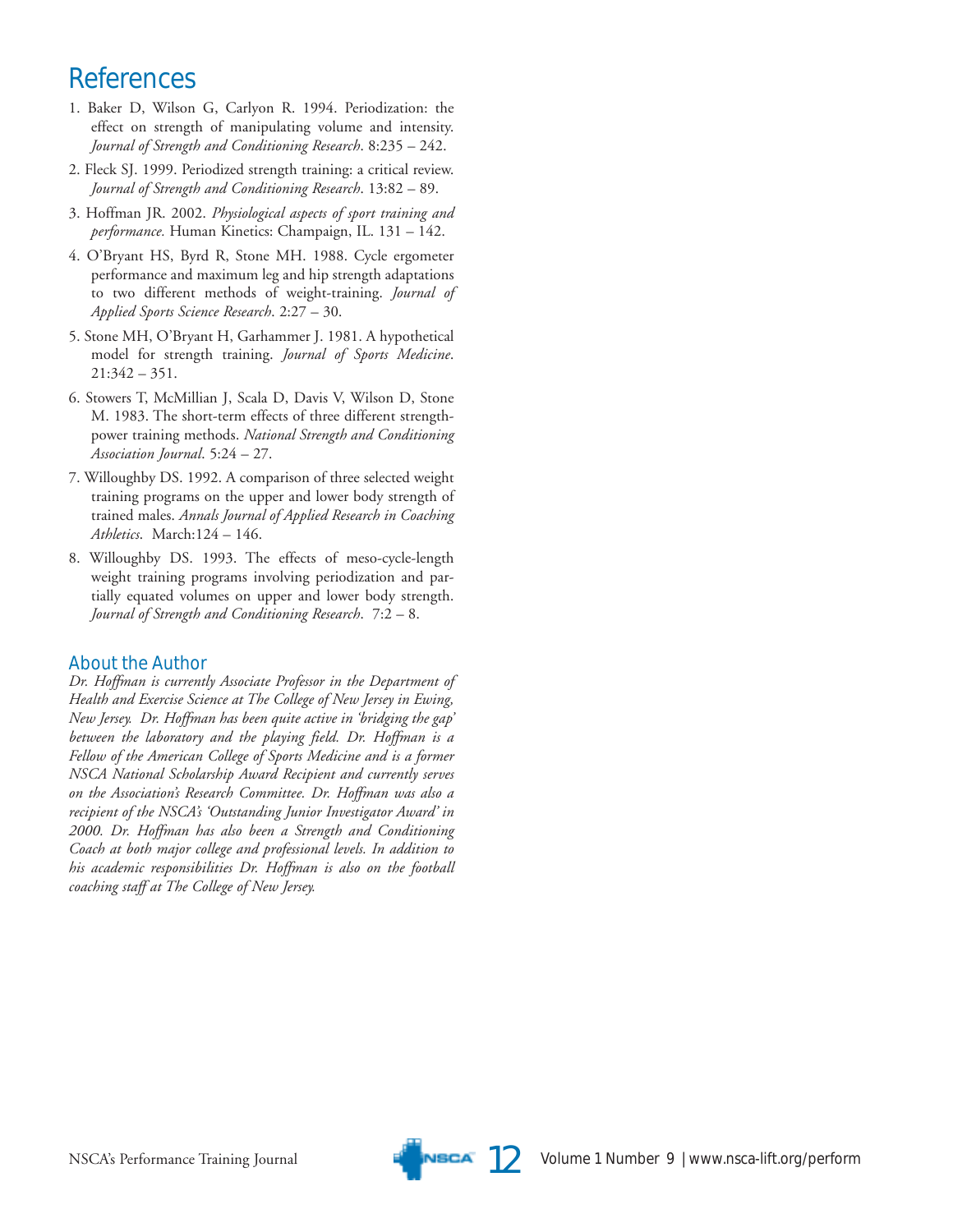## References

1. Baker D, Wilson G, Carlyon R. 1994. Periodization: the effect on strength of manipulating volume and intensity. *Journal of Strength and Conditioning Research*. 8:235 – 242.
2. Fleck SJ. 1999. Periodized strength training: a critical review. *Journal of Strength and Conditioning Research*. 13:82 – 89.
3. Hoffman JR. 2002. *Physiological aspects of sport training and performance.* Human Kinetics: Champaign, IL. 131 – 142.
4. O'Bryant HS, Byrd R, Stone MH. 1988. Cycle ergometer performance and maximum leg and hip strength adaptations to two different methods of weight-training. *Journal of Applied Sports Science Research*. 2:27 – 30.
5. Stone MH, O'Bryant H, Garhammer J. 1981. A hypothetical model for strength training. *Journal of Sports Medicine*. 21:342 – 351.
6. Stowers T, McMillian J, Scala D, Davis V, Wilson D, Stone M. 1983. The short-term effects of three different strength-power training methods. *National Strength and Conditioning Association Journal*. 5:24 – 27.
7. Willoughby DS. 1992. A comparison of three selected weight training programs on the upper and lower body strength of trained males. *Annals Journal of Applied Research in Coaching Athletics*. March:124 – 146.
8. Willoughby DS. 1993. The effects of meso-cycle-length weight training programs involving periodization and partially equated volumes on upper and lower body strength. *Journal of Strength and Conditioning Research*. 7:2 – 8.

### About the Author

*Dr. Hoffman is currently Associate Professor in the Department of Health and Exercise Science at The College of New Jersey in Ewing, New Jersey. Dr. Hoffman has been quite active in 'bridging the gap' between the laboratory and the playing field. Dr. Hoffman is a Fellow of the American College of Sports Medicine and is a former NSCA National Scholarship Award Recipient and currently serves on the Association's Research Committee. Dr. Hoffman was also a recipient of the NSCA's 'Outstanding Junior Investigator Award' in 2000. Dr. Hoffman has also been a Strength and Conditioning Coach at both major college and professional levels. In addition to his academic responsibilities Dr. Hoffman is also on the football coaching staff at The College of New Jersey.*